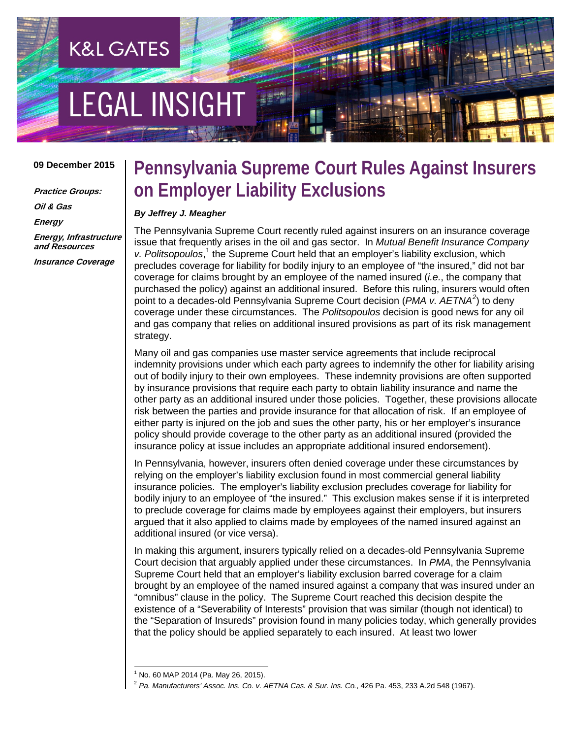K&L GATES

LEGAL INSIGHT

09 December 2015

***Practice Groups:***

***Oil & Gas***

***Energy***

***Energy, Infrastructure and Resources***

***Insurance Coverage***

# Pennsylvania Supreme Court Rules Against Insurers on Employer Liability Exclusions

***By Jeffrey J. Meagher***

The Pennsylvania Supreme Court recently ruled against insurers on an insurance coverage issue that frequently arises in the oil and gas sector. In *Mutual Benefit Insurance Company v. Politsopoulos*,[1] the Supreme Court held that an employer's liability exclusion, which precludes coverage for liability for bodily injury to an employee of "the insured," did not bar coverage for claims brought by an employee of the named insured (*i.e.*, the company that purchased the policy) against an additional insured. Before this ruling, insurers would often point to a decades-old Pennsylvania Supreme Court decision (*PMA v. AETNA*[2]) to deny coverage under these circumstances. The *Politsopoulos* decision is good news for any oil and gas company that relies on additional insured provisions as part of its risk management strategy.

Many oil and gas companies use master service agreements that include reciprocal indemnity provisions under which each party agrees to indemnify the other for liability arising out of bodily injury to their own employees. These indemnity provisions are often supported by insurance provisions that require each party to obtain liability insurance and name the other party as an additional insured under those policies. Together, these provisions allocate risk between the parties and provide insurance for that allocation of risk. If an employee of either party is injured on the job and sues the other party, his or her employer's insurance policy should provide coverage to the other party as an additional insured (provided the insurance policy at issue includes an appropriate additional insured endorsement).

In Pennsylvania, however, insurers often denied coverage under these circumstances by relying on the employer's liability exclusion found in most commercial general liability insurance policies. The employer's liability exclusion precludes coverage for liability for bodily injury to an employee of "the insured." This exclusion makes sense if it is interpreted to preclude coverage for claims made by employees against their employers, but insurers argued that it also applied to claims made by employees of the named insured against an additional insured (or vice versa).

In making this argument, insurers typically relied on a decades-old Pennsylvania Supreme Court decision that arguably applied under these circumstances. In *PMA*, the Pennsylvania Supreme Court held that an employer's liability exclusion barred coverage for a claim brought by an employee of the named insured against a company that was insured under an "omnibus" clause in the policy. The Supreme Court reached this decision despite the existence of a "Severability of Interests" provision that was similar (though not identical) to the "Separation of Insureds" provision found in many policies today, which generally provides that the policy should be applied separately to each insured. At least two lower

[1] No. 60 MAP 2014 (Pa. May 26, 2015).

[2] *Pa. Manufacturers' Assoc. Ins. Co. v. AETNA Cas. & Sur. Ins. Co.*, 426 Pa. 453, 233 A.2d 548 (1967).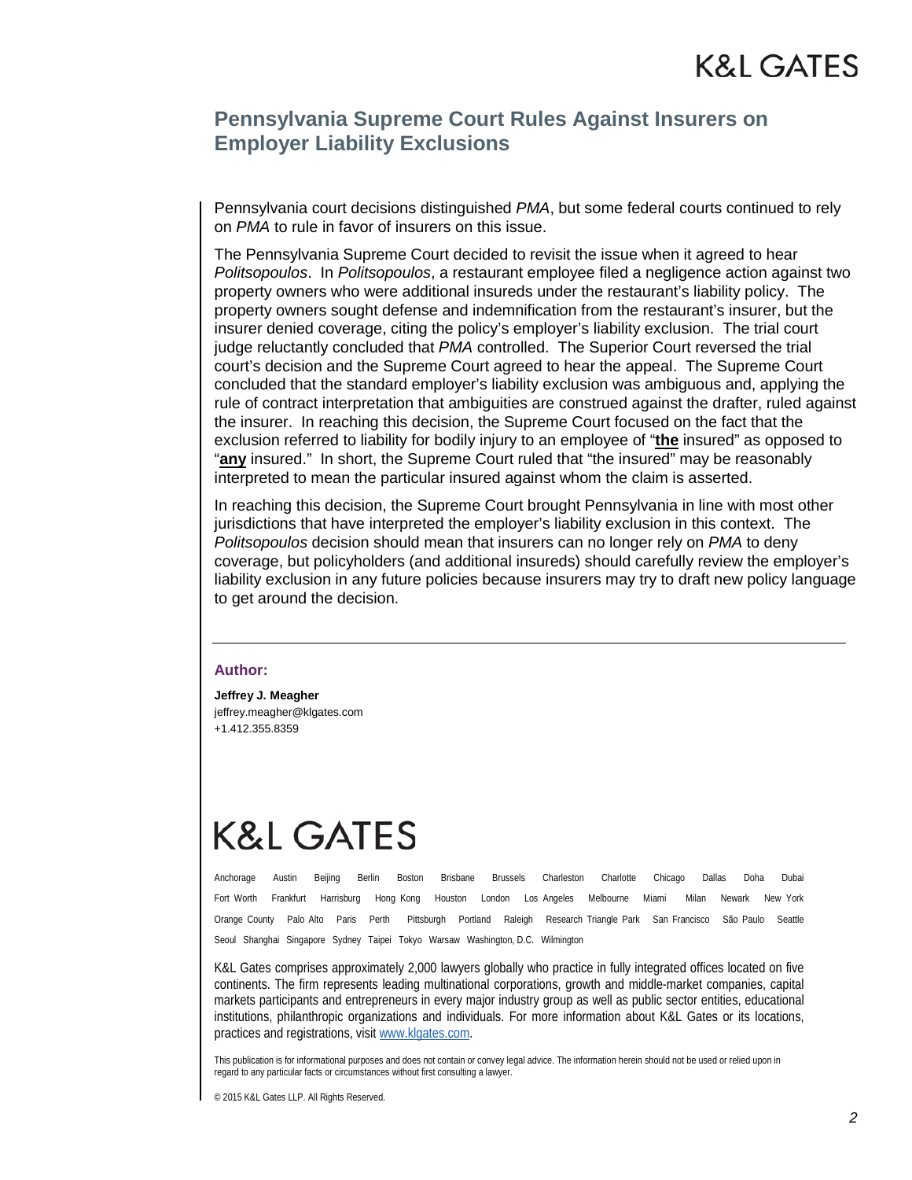## Pennsylvania Supreme Court Rules Against Insurers on Employer Liability Exclusions

Pennsylvania court decisions distinguished *PMA*, but some federal courts continued to rely on *PMA* to rule in favor of insurers on this issue.

The Pennsylvania Supreme Court decided to revisit the issue when it agreed to hear *Politsopoulos*. In *Politsopoulos*, a restaurant employee filed a negligence action against two property owners who were additional insureds under the restaurant's liability policy. The property owners sought defense and indemnification from the restaurant's insurer, but the insurer denied coverage, citing the policy's employer's liability exclusion. The trial court judge reluctantly concluded that *PMA* controlled. The Superior Court reversed the trial court's decision and the Supreme Court agreed to hear the appeal. The Supreme Court concluded that the standard employer's liability exclusion was ambiguous and, applying the rule of contract interpretation that ambiguities are construed against the drafter, ruled against the insurer. In reaching this decision, the Supreme Court focused on the fact that the exclusion referred to liability for bodily injury to an employee of "**the**" insured" as opposed to "**any** insured." In short, the Supreme Court ruled that "the insured" may be reasonably interpreted to mean the particular insured against whom the claim is asserted.

In reaching this decision, the Supreme Court brought Pennsylvania in line with most other jurisdictions that have interpreted the employer's liability exclusion in this context. The *Politsopoulos* decision should mean that insurers can no longer rely on *PMA* to deny coverage, but policyholders (and additional insureds) should carefully review the employer's liability exclusion in any future policies because insurers may try to draft new policy language to get around the decision.

---

**Author:**

**Jeffrey J. Meagher**
jeffrey.meagher@klgates.com
+1.412.355.8359

# K&L GATES

Anchorage Austin Beijing Berlin Boston Brisbane Brussels Charleston Charlotte Chicago Dallas Doha Dubai Fort Worth Frankfurt Harrisburg Hong Kong Houston London Los Angeles Melbourne Miami Milan Newark New York Orange County Palo Alto Paris Perth Pittsburgh Portland Raleigh Research Triangle Park San Francisco São Paulo Seattle Seoul Shanghai Singapore Sydney Taipei Tokyo Warsaw Washington, D.C. Wilmington

K&L Gates comprises approximately 2,000 lawyers globally who practice in fully integrated offices located on five continents. The firm represents leading multinational corporations, growth and middle-market companies, capital markets participants and entrepreneurs in every major industry group as well as public sector entities, educational institutions, philanthropic organizations and individuals. For more information about K&L Gates or its locations, practices and registrations, visit www.klgates.com.

This publication is for informational purposes and does not contain or convey legal advice. The information herein should not be used or relied upon in regard to any particular facts or circumstances without first consulting a lawyer.

© 2015 K&L Gates LLP. All Rights Reserved.